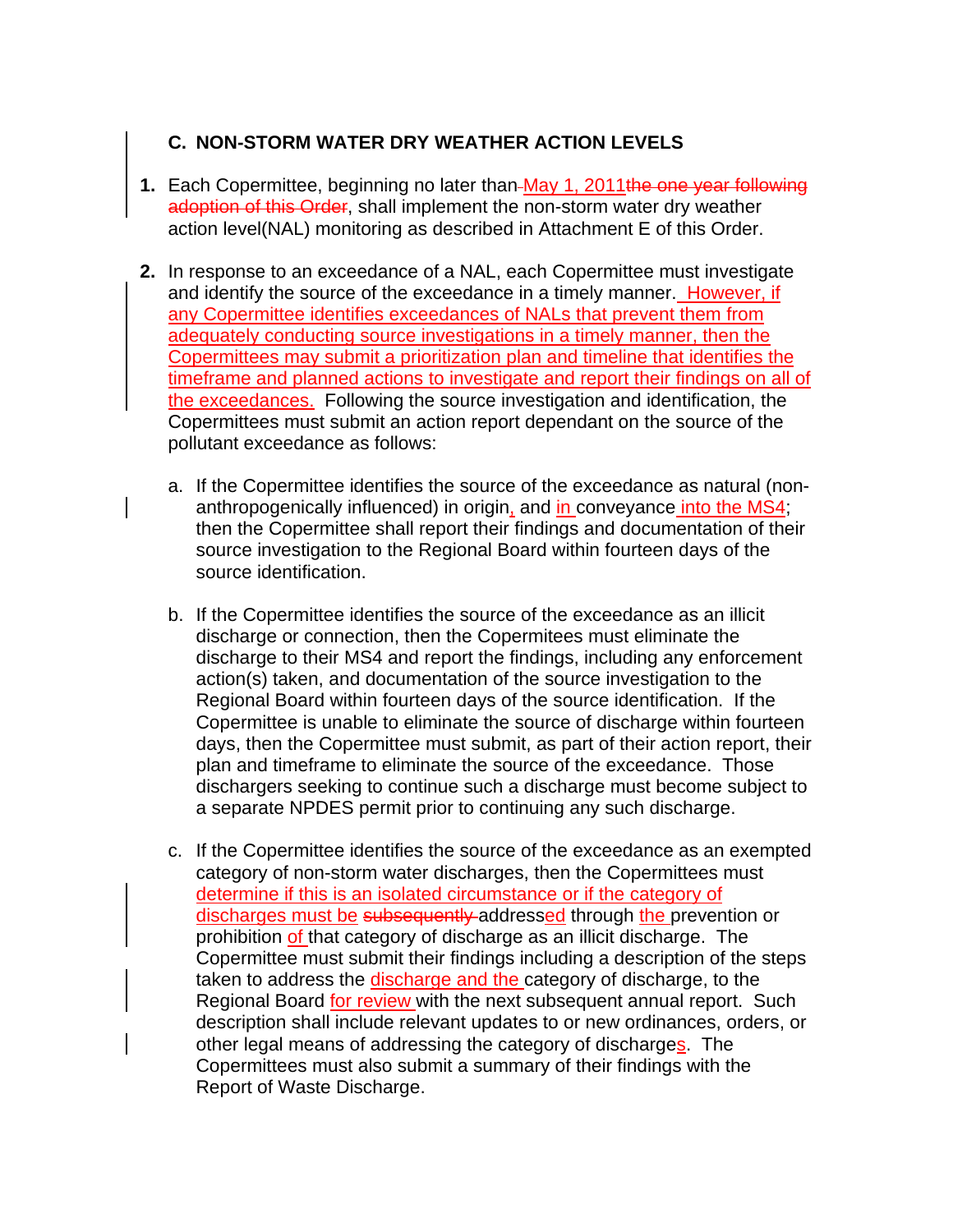### C. NON-STORM WATER DRY WEATHER ACTION LEVELS

1. Each Copermittee, beginning no later than May 1, 2011~~the one year following adoption of this Order~~, shall implement the non-storm water dry weather action level(NAL) monitoring as described in Attachment E of this Order.

2. In response to an exceedance of a NAL, each Copermittee must investigate and identify the source of the exceedance in a timely manner. However, if any Copermittee identifies exceedances of NALs that prevent them from adequately conducting source investigations in a timely manner, then the Copermittees may submit a prioritization plan and timeline that identifies the timeframe and planned actions to investigate and report their findings on all of the exceedances. Following the source investigation and identification, the Copermittees must submit an action report dependant on the source of the pollutant exceedance as follows:

   a. If the Copermittee identifies the source of the exceedance as natural (non-anthropogenically influenced) in origin, and in conveyance into the MS4; then the Copermittee shall report their findings and documentation of their source investigation to the Regional Board within fourteen days of the source identification.

   b. If the Copermittee identifies the source of the exceedance as an illicit discharge or connection, then the Copermitees must eliminate the discharge to their MS4 and report the findings, including any enforcement action(s) taken, and documentation of the source investigation to the Regional Board within fourteen days of the source identification. If the Copermittee is unable to eliminate the source of discharge within fourteen days, then the Copermittee must submit, as part of their action report, their plan and timeframe to eliminate the source of the exceedance. Those dischargers seeking to continue such a discharge must become subject to a separate NPDES permit prior to continuing any such discharge.

   c. If the Copermittee identifies the source of the exceedance as an exempted category of non-storm water discharges, then the Copermittees must determine if this is an isolated circumstance or if the category of discharges must be ~~subsequently~~ addressed through the prevention or prohibition of that category of discharge as an illicit discharge. The Copermittee must submit their findings including a description of the steps taken to address the discharge and the category of discharge, to the Regional Board for review with the next subsequent annual report. Such description shall include relevant updates to or new ordinances, orders, or other legal means of addressing the category of discharges. The Copermittees must also submit a summary of their findings with the Report of Waste Discharge.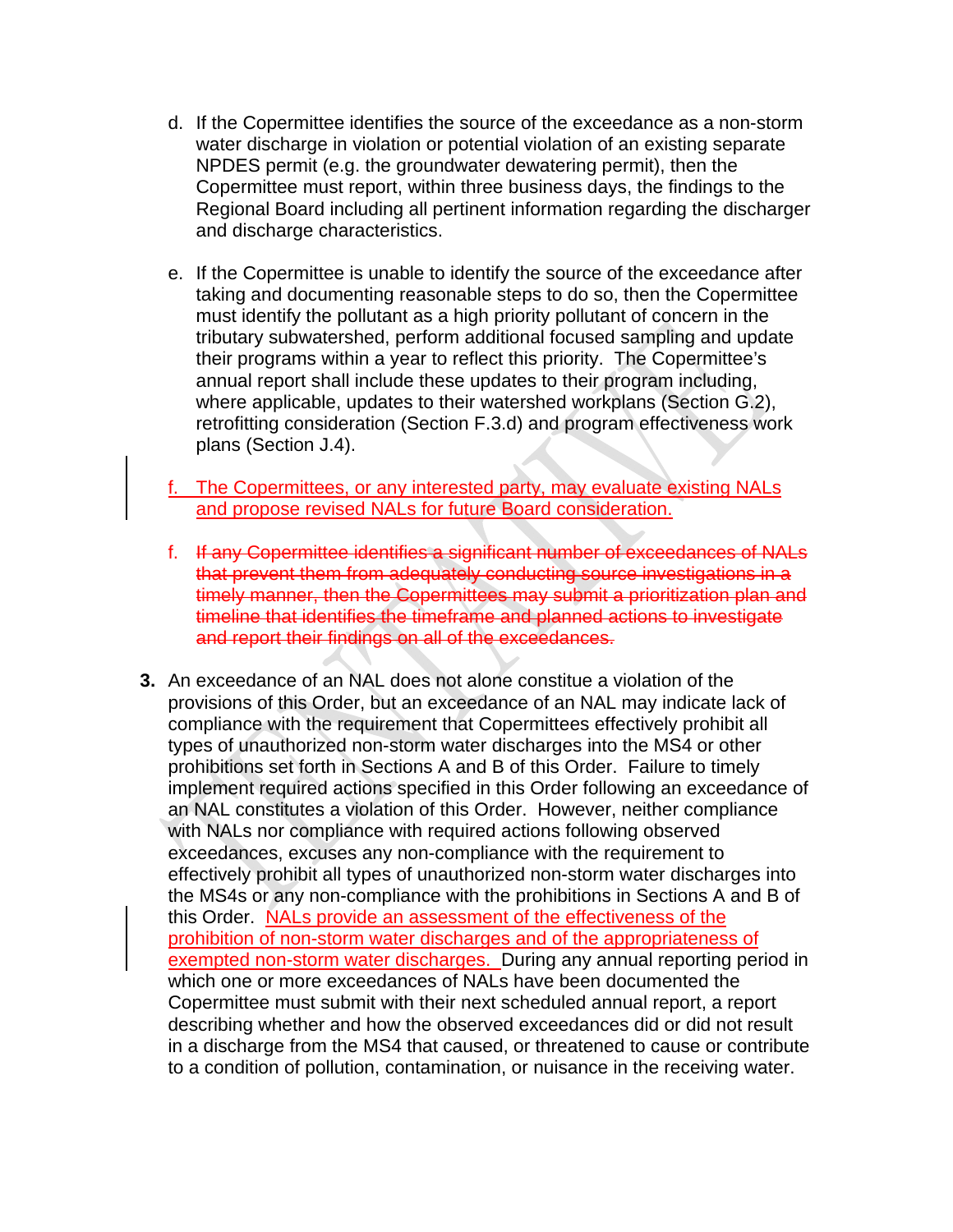d. If the Copermittee identifies the source of the exceedance as a non-storm water discharge in violation or potential violation of an existing separate NPDES permit (e.g. the groundwater dewatering permit), then the Copermittee must report, within three business days, the findings to the Regional Board including all pertinent information regarding the discharger and discharge characteristics.

e. If the Copermittee is unable to identify the source of the exceedance after taking and documenting reasonable steps to do so, then the Copermittee must identify the pollutant as a high priority pollutant of concern in the tributary subwatershed, perform additional focused sampling and update their programs within a year to reflect this priority. The Copermittee's annual report shall include these updates to their program including, where applicable, updates to their watershed workplans (Section G.2), retrofitting consideration (Section F.3.d) and program effectiveness work plans (Section J.4).

f. The Copermittees, or any interested party, may evaluate existing NALs and propose revised NALs for future Board consideration.

f. ~~If any Copermittee identifies a significant number of exceedances of NALs that prevent them from adequately conducting source investigations in a timely manner, then the Copermittees may submit a prioritization plan and timeline that identifies the timeframe and planned actions to investigate and report their findings on all of the exceedances.~~

**3.** An exceedance of an NAL does not alone constitue a violation of the provisions of this Order, but an exceedance of an NAL may indicate lack of compliance with the requirement that Copermittees effectively prohibit all types of unauthorized non-storm water discharges into the MS4 or other prohibitions set forth in Sections A and B of this Order. Failure to timely implement required actions specified in this Order following an exceedance of an NAL constitutes a violation of this Order. However, neither compliance with NALs nor compliance with required actions following observed exceedances, excuses any non-compliance with the requirement to effectively prohibit all types of unauthorized non-storm water discharges into the MS4s or any non-compliance with the prohibitions in Sections A and B of this Order. NALs provide an assessment of the effectiveness of the prohibition of non-storm water discharges and of the appropriateness of exempted non-storm water discharges. During any annual reporting period in which one or more exceedances of NALs have been documented the Copermittee must submit with their next scheduled annual report, a report describing whether and how the observed exceedances did or did not result in a discharge from the MS4 that caused, or threatened to cause or contribute to a condition of pollution, contamination, or nuisance in the receiving water.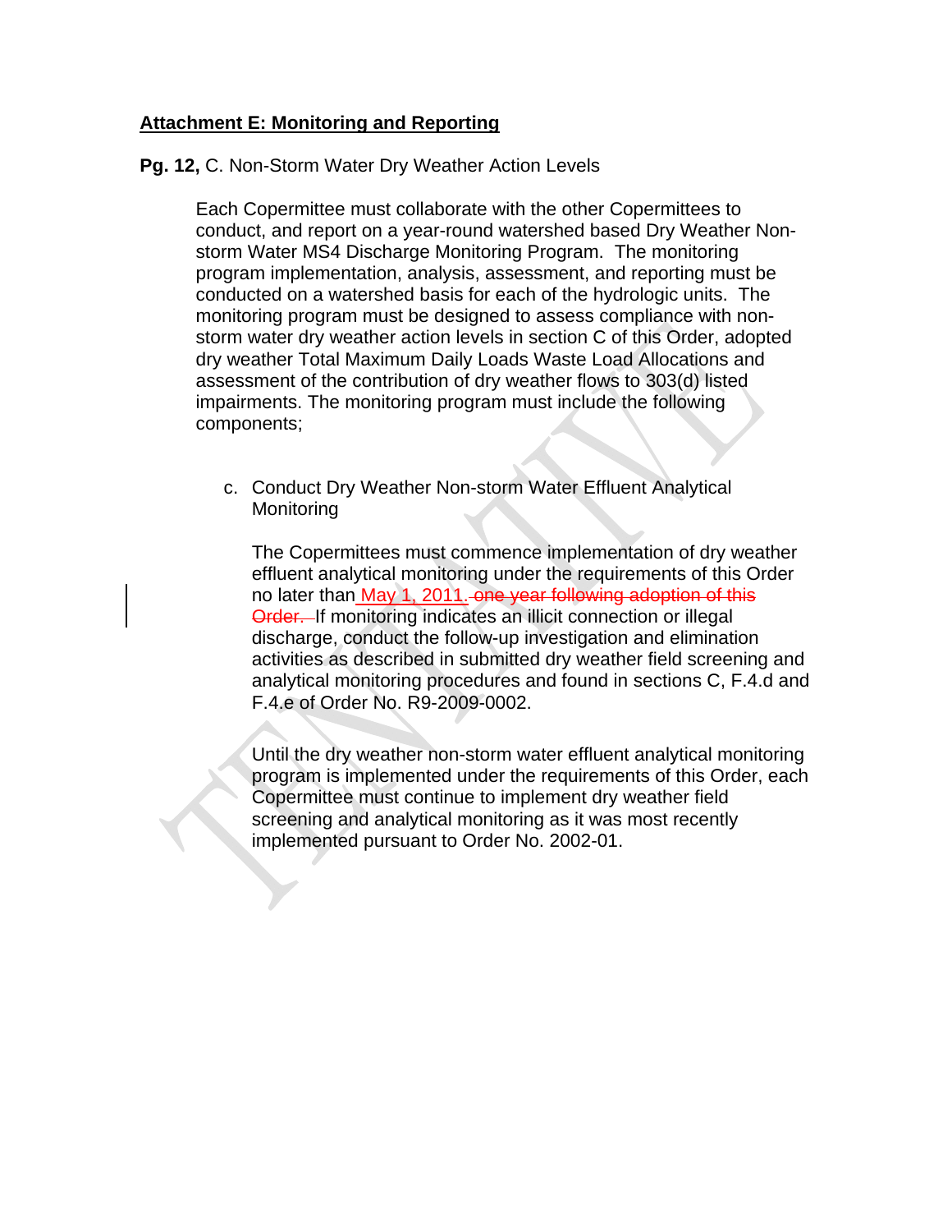**<u>Attachment E: Monitoring and Reporting</u>**

**Pg. 12,** C. Non-Storm Water Dry Weather Action Levels

Each Copermittee must collaborate with the other Copermittees to conduct, and report on a year-round watershed based Dry Weather Non-storm Water MS4 Discharge Monitoring Program. The monitoring program implementation, analysis, assessment, and reporting must be conducted on a watershed basis for each of the hydrologic units. The monitoring program must be designed to assess compliance with non-storm water dry weather action levels in section C of this Order, adopted dry weather Total Maximum Daily Loads Waste Load Allocations and assessment of the contribution of dry weather flows to 303(d) listed impairments. The monitoring program must include the following components;

c. Conduct Dry Weather Non-storm Water Effluent Analytical Monitoring

The Copermittees must commence implementation of dry weather effluent analytical monitoring under the requirements of this Order no later than <u>May 1, 2011.</u> ~~one year following adoption of this Order.~~ If monitoring indicates an illicit connection or illegal discharge, conduct the follow-up investigation and elimination activities as described in submitted dry weather field screening and analytical monitoring procedures and found in sections C, F.4.d and F.4.e of Order No. R9-2009-0002.

Until the dry weather non-storm water effluent analytical monitoring program is implemented under the requirements of this Order, each Copermittee must continue to implement dry weather field screening and analytical monitoring as it was most recently implemented pursuant to Order No. 2002-01.